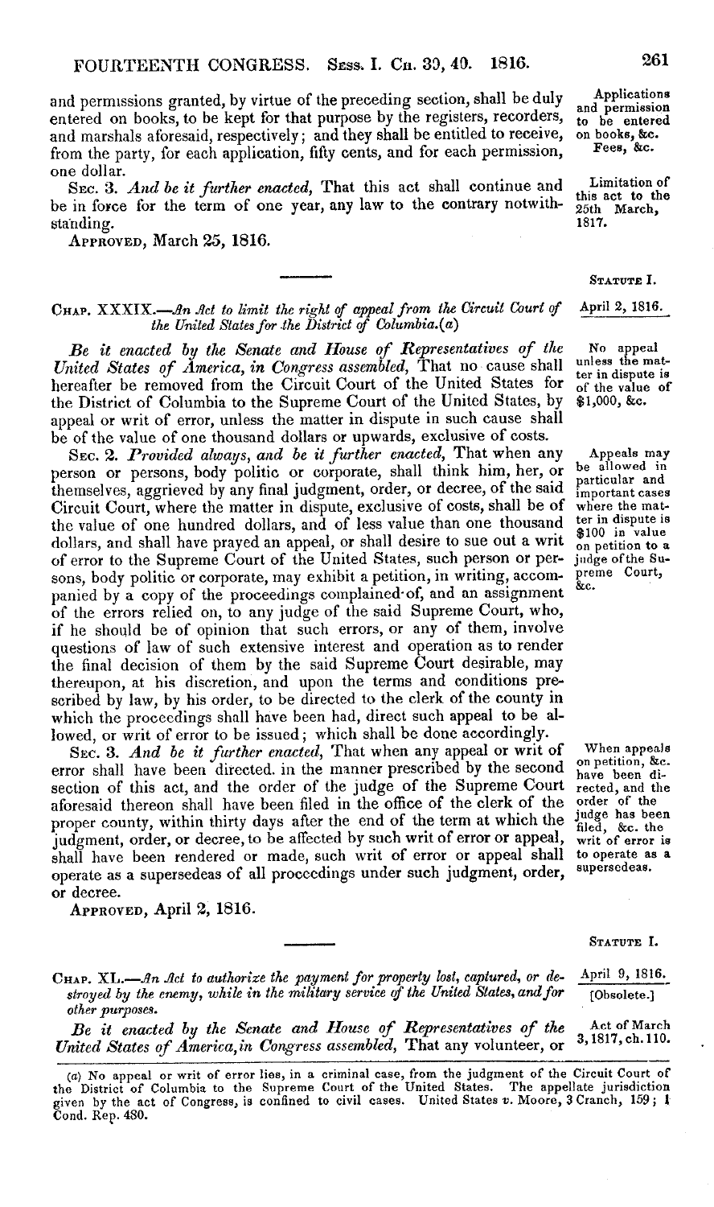and permissions granted, by virtue of the preceding section, shall be duly entered on books, to be kept for that purpose by the registers, recorders, and marshals aforesaid, respectively; and they shall be entitled to receive, from the party, for each application, fifty cents, and for each permission, one dollar.

Applications and permission to be entered on books, &c. Fees, &c.

SEC. 3. *And be it further enacted*, That this act shall continue and be in force for the term of one year, any law to the contrary notwithstanding.

Limitation of this act to the 25th March, 1817.

APPROVED, March 25, 1816.

---

STATUTE I.

April 2, 1816.

CHAP. XXXIX.—*An Act to limit the right of appeal from the Circuit Court of the United States for the District of Columbia.*(a)

*Be it enacted by the Senate and House of Representatives of the United States of America, in Congress assembled*, That no cause shall hereafter be removed from the Circuit Court of the United States for the District of Columbia to the Supreme Court of the United States, by appeal or writ of error, unless the matter in dispute in such cause shall be of the value of one thousand dollars or upwards, exclusive of costs.

No appeal unless the matter in dispute is of the value of $1,000, &c.

SEC. 2. *Provided always, and be it further enacted*, That when any person or persons, body politic or corporate, shall think him, her, or themselves, aggrieved by any final judgment, order, or decree, of the said Circuit Court, where the matter in dispute, exclusive of costs, shall be of the value of one hundred dollars, and of less value than one thousand dollars, and shall have prayed an appeal, or shall desire to sue out a writ of error to the Supreme Court of the United States, such person or persons, body politic or corporate, may exhibit a petition, in writing, accompanied by a copy of the proceedings complained of, and an assignment of the errors relied on, to any judge of the said Supreme Court, who, if he should be of opinion that such errors, or any of them, involve questions of law of such extensive interest and operation as to render the final decision of them by the said Supreme Court desirable, may thereupon, at his discretion, and upon the terms and conditions prescribed by law, by his order, to be directed to the clerk of the county in which the proceedings shall have been had, direct such appeal to be allowed, or writ of error to be issued; which shall be done accordingly.

Appeals may be allowed in particular and important cases where the matter in dispute is $100 in value on petition to a judge of the Supreme Court, &c.

SEC. 3. *And be it further enacted*, That when any appeal or writ of error shall have been directed, in the manner prescribed by the second section of this act, and the order of the judge of the Supreme Court aforesaid thereon shall have been filed in the office of the clerk of the proper county, within thirty days after the end of the term at which the judgment, order, or decree, to be affected by such writ of error or appeal, shall have been rendered or made, such writ of error or appeal shall operate as a supersedeas of all proceedings under such judgment, order, or decree.

When appeals on petition, &c. have been directed, and the order of the judge has been filed, &c. the writ of error is to operate as a supersedeas.

APPROVED, April 2, 1816.

---

STATUTE I.

April 9, 1816.

[Obsolete.]

CHAP. XL.—*An Act to authorize the payment for property lost, captured, or destroyed by the enemy, while in the military service of the United States, and for other purposes.*

*Be it enacted by the Senate and House of Representatives of the United States of America, in Congress assembled*, That any volunteer, or

Act of March 3, 1817, ch. 110.

(a) No appeal or writ of error lies, in a criminal case, from the judgment of the Circuit Court of the District of Columbia to the Supreme Court of the United States. The appellate jurisdiction given by the act of Congress, is confined to civil cases. United States *v.* Moore, 3 Cranch, 159; 1 Cond. Rep. 480.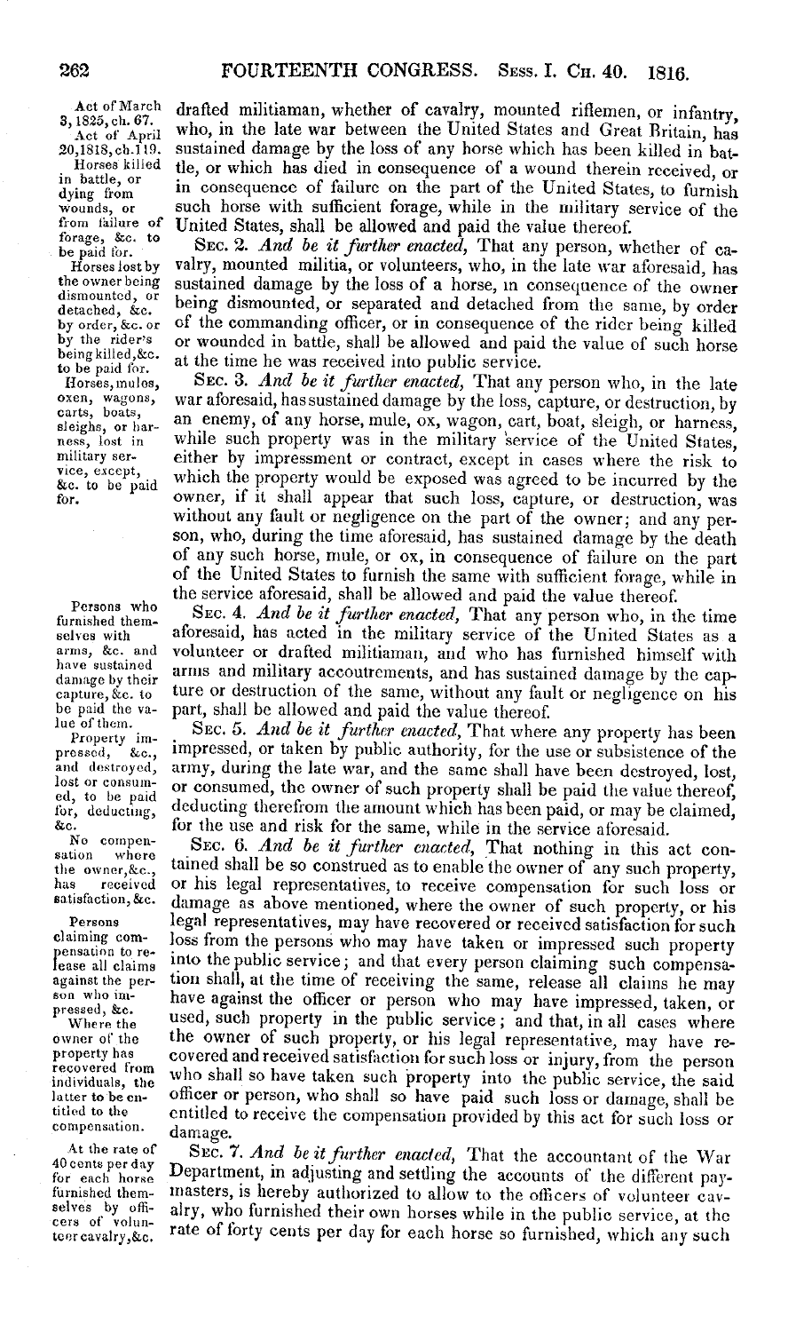Act of March 3, 1825, ch. 67.
Act of April 20, 1818, ch. 119.
Horses killed in battle, or dying from wounds, or from failure of forage, &c. to be paid for.

drafted militiaman, whether of cavalry, mounted riflemen, or infantry, who, in the late war between the United States and Great Britain, has sustained damage by the loss of any horse which has been killed in battle, or which has died in consequence of a wound therein received, or in consequence of failure on the part of the United States, to furnish such horse with sufficient forage, while in the military service of the United States, shall be allowed and paid the value thereof.

Horses lost by the owner being dismounted, or detached, &c. by order, &c. or by the rider's being killed, &c. to be paid for.

SEC. 2. *And be it further enacted,* That any person, whether of cavalry, mounted militia, or volunteers, who, in the late war aforesaid, has sustained damage by the loss of a horse, in consequence of the owner being dismounted, or separated and detached from the same, by order of the commanding officer, or in consequence of the rider being killed or wounded in battle, shall be allowed and paid the value of such horse at the time he was received into public service.

Horses, mules, oxen, wagons, carts, boats, sleighs, or harness, lost in military service, except, &c. to be paid for.

SEC. 3. *And be it further enacted,* That any person who, in the late war aforesaid, has sustained damage by the loss, capture, or destruction, by an enemy, of any horse, mule, ox, wagon, cart, boat, sleigh, or harness, while such property was in the military service of the United States, either by impressment or contract, except in cases where the risk to which the property would be exposed was agreed to be incurred by the owner, if it shall appear that such loss, capture, or destruction, was without any fault or negligence on the part of the owner; and any person, who, during the time aforesaid, has sustained damage by the death of any such horse, mule, or ox, in consequence of failure on the part of the United States to furnish the same with sufficient forage, while in the service aforesaid, shall be allowed and paid the value thereof.

Persons who furnished themselves with arms, &c. and have sustained damage by their capture, &c. to be paid the value of them.

SEC. 4. *And be it further enacted,* That any person who, in the time aforesaid, has acted in the military service of the United States as a volunteer or drafted militiaman, and who has furnished himself with arms and military accoutrements, and has sustained damage by the capture or destruction of the same, without any fault or negligence on his part, shall be allowed and paid the value thereof.

Property impressed, &c., and destroyed, lost or consumed, to be paid for, deducting, &c.

SEC. 5. *And be it further enacted,* That where any property has been impressed, or taken by public authority, for the use or subsistence of the army, during the late war, and the same shall have been destroyed, lost, or consumed, the owner of such property shall be paid the value thereof, deducting therefrom the amount which has been paid, or may be claimed, for the use and risk for the same, while in the service aforesaid.

No compensation where the owner, &c., has received satisfaction, &c.

SEC. 6. *And be it further enacted,* That nothing in this act contained shall be so construed as to enable the owner of any such property, or his legal representatives, to receive compensation for such loss or damage as above mentioned, where the owner of such property, or his legal representatives, may have recovered or received satisfaction for such loss from the persons who may have taken or impressed such property into the public service; and that every person claiming such compensation shall, at the time of receiving the same, release all claims he may have against the officer or person who may have impressed, taken, or used, such property in the public service; and that, in all cases where the owner of such property, or his legal representative, may have recovered and received satisfaction for such loss or injury, from the person who shall so have taken such property into the public service, the said officer or person, who shall so have paid such loss or damage, shall be entitled to receive the compensation provided by this act for such loss or damage.

Persons claiming compensation to release all claims against the person who impressed, &c.

Where the owner of the property has recovered from individuals, the latter to be entitled to the compensation.

At the rate of 40 cents per day for each horse furnished themselves by officers of volunteer cavalry, &c.

SEC. 7. *And be it further enacted,* That the accountant of the War Department, in adjusting and settling the accounts of the different paymasters, is hereby authorized to allow to the officers of volunteer cavalry, who furnished their own horses while in the public service, at the rate of forty cents per day for each horse so furnished, which any such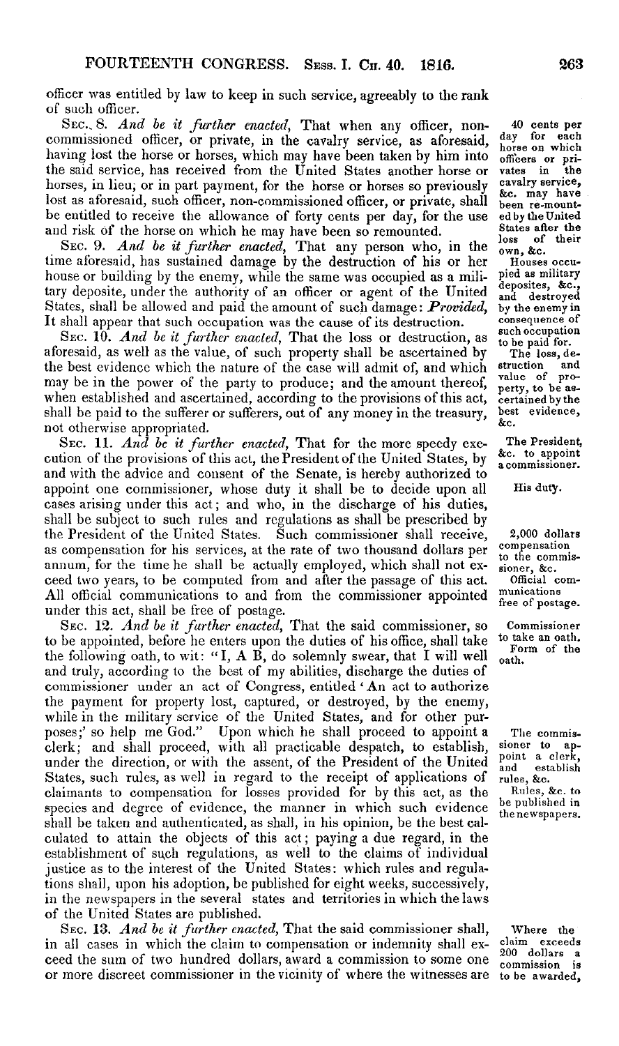officer was entitled by law to keep in such service, agreeably to the rank of such officer.

SEC. 8. *And be it further enacted*, That when any officer, non-commissioned officer, or private, in the cavalry service, as aforesaid, having lost the horse or horses, which may have been taken by him into the said service, has received from the United States another horse or horses, in lieu, or in part payment, for the horse or horses so previously lost as aforesaid, such officer, non-commissioned officer, or private, shall be entitled to receive the allowance of forty cents per day, for the use and risk of the horse on which he may have been so remounted.

40 cents per day for each horse on which officers or privates in the cavalry service, &c. may have been re-mounted by the United States after the loss of their own, &c.

SEC. 9. *And be it further enacted*, That any person who, in the time aforesaid, has sustained damage by the destruction of his or her house or building by the enemy, while the same was occupied as a military deposite, under the authority of an officer or agent of the United States, shall be allowed and paid the amount of such damage: ***Provided***, It shall appear that such occupation was the cause of its destruction.

Houses occupied as military deposites, &c., and destroyed by the enemy in consequence of such occupation to be paid for.

SEC. 10. *And be it further enacted*, That the loss or destruction, as aforesaid, as well as the value, of such property shall be ascertained by the best evidence which the nature of the case will admit of, and which may be in the power of the party to produce; and the amount thereof, when established and ascertained, according to the provisions of this act, shall be paid to the sufferer or sufferers, out of any money in the treasury, not otherwise appropriated.

The loss, destruction and value of property, to be ascertained by the best evidence, &c.

SEC. 11. *And be it further enacted*, That for the more speedy execution of the provisions of this act, the President of the United States, by and with the advice and consent of the Senate, is hereby authorized to appoint one commissioner, whose duty it shall be to decide upon all cases arising under this act; and who, in the discharge of his duties, shall be subject to such rules and regulations as shall be prescribed by the President of the United States. Such commissioner shall receive, as compensation for his services, at the rate of two thousand dollars per annum, for the time he shall be actually employed, which shall not exceed two years, to be computed from and after the passage of this act. All official communications to and from the commissioner appointed under this act, shall be free of postage.

The President, &c. to appoint a commissioner.

His duty.

2,000 dollars compensation to the commissioner, &c.

Official communications free of postage.

SEC. 12. *And be it further enacted*, That the said commissioner, so to be appointed, before he enters upon the duties of his office, shall take the following oath, to wit: "I, A B, do solemnly swear, that I will well and truly, according to the best of my abilities, discharge the duties of commissioner under an act of Congress, entitled 'An act to authorize the payment for property lost, captured, or destroyed, by the enemy, while in the military service of the United States, and for other purposes;' so help me God." Upon which he shall proceed to appoint a clerk; and shall proceed, with all practicable despatch, to establish, under the direction, or with the assent, of the President of the United States, such rules, as well in regard to the receipt of applications of claimants to compensation for losses provided for by this act, as the species and degree of evidence, the manner in which such evidence shall be taken and authenticated, as shall, in his opinion, be the best calculated to attain the objects of this act; paying a due regard, in the establishment of such regulations, as well to the claims of individual justice as to the interest of the United States: which rules and regulations shall, upon his adoption, be published for eight weeks, successively, in the newspapers in the several states and territories in which the laws of the United States are published.

Commissioner to take an oath. Form of the oath.

The commissioner to appoint a clerk, and establish rules, &c.

Rules, &c. to be published in the newspapers.

SEC. 13. *And be it further enacted*, That the said commissioner shall, in all cases in which the claim to compensation or indemnity shall exceed the sum of two hundred dollars, award a commission to some one or more discreet commissioner in the vicinity of where the witnesses are

Where the claim exceeds 200 dollars a commission is to be awarded,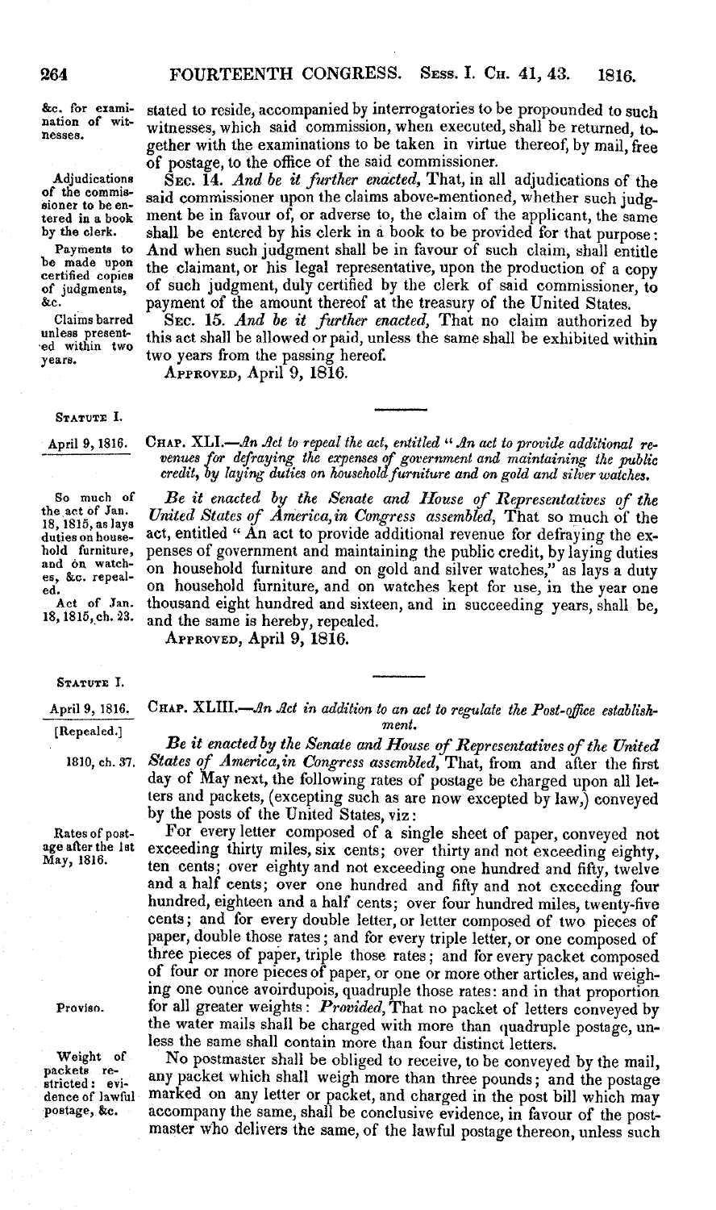&c. for examination of witnesses.

stated to reside, accompanied by interrogatories to be propounded to such witnesses, which said commission, when executed, shall be returned, together with the examinations to be taken in virtue thereof, by mail, free of postage, to the office of the said commissioner.

Adjudications of the commissioner to be entered in a book by the clerk.

Payments to be made upon certified copies of judgments, &c.

SEC. 14. *And be it further enacted*, That, in all adjudications of the said commissioner upon the claims above-mentioned, whether such judgment be in favour of, or adverse to, the claim of the applicant, the same shall be entered by his clerk in a book to be provided for that purpose: And when such judgment shall be in favour of such claim, shall entitle the claimant, or his legal representative, upon the production of a copy of such judgment, duly certified by the clerk of said commissioner, to payment of the amount thereof at the treasury of the United States.

Claims barred unless presented within two years.

SEC. 15. *And be it further enacted*, That no claim authorized by this act shall be allowed or paid, unless the same shall be exhibited within two years from the passing hereof.

APPROVED, April 9, 1816.

---

STATUTE I.

April 9, 1816.

CHAP. XLI.—*An Act to repeal the act, entitled "An act to provide additional revenues for defraying the expenses of government and maintaining the public credit, by laying duties on household furniture and on gold and silver watches.*

So much of the act of Jan. 18, 1815, as lays duties on household furniture, and on watches, &c. repealed.

Act of Jan. 18, 1815, ch. 23.

*Be it enacted by the Senate and House of Representatives of the United States of America, in Congress assembled*, That so much of the act, entitled "An act to provide additional revenue for defraying the expenses of government and maintaining the public credit, by laying duties on household furniture and on gold and silver watches," as lays a duty on household furniture, and on watches kept for use, in the year one thousand eight hundred and sixteen, and in succeeding years, shall be, and the same is hereby, repealed.

APPROVED, April 9, 1816.

---

STATUTE I.

April 9, 1816.

[Repealed.]

CHAP. XLIII.—*An Act in addition to an act to regulate the Post-office establishment.*

1810, ch. 37.

*Be it enacted by the Senate and House of Representatives of the United States of America, in Congress assembled*, That, from and after the first day of May next, the following rates of postage be charged upon all letters and packets, (excepting such as are now excepted by law,) conveyed by the posts of the United States, viz:

Rates of postage after the 1st May, 1816.

For every letter composed of a single sheet of paper, conveyed not exceeding thirty miles, six cents; over thirty and not exceeding eighty, ten cents; over eighty and not exceeding one hundred and fifty, twelve and a half cents; over one hundred and fifty and not exceeding four hundred, eighteen and a half cents; over four hundred miles, twenty-five cents; and for every double letter, or letter composed of two pieces of paper, double those rates; and for every triple letter, or one composed of three pieces of paper, triple those rates; and for every packet composed of four or more pieces of paper, or one or more other articles, and weighing one ounce avoirdupois, quadruple those rates: and in that proportion for all greater weights: *Provided*, That no packet of letters conveyed by the water mails shall be charged with more than quadruple postage, unless the same shall contain more than four distinct letters.

Proviso.

Weight of packets restricted: evidence of lawful postage, &c.

No postmaster shall be obliged to receive, to be conveyed by the mail, any packet which shall weigh more than three pounds; and the postage marked on any letter or packet, and charged in the post bill which may accompany the same, shall be conclusive evidence, in favour of the postmaster who delivers the same, of the lawful postage thereon, unless such